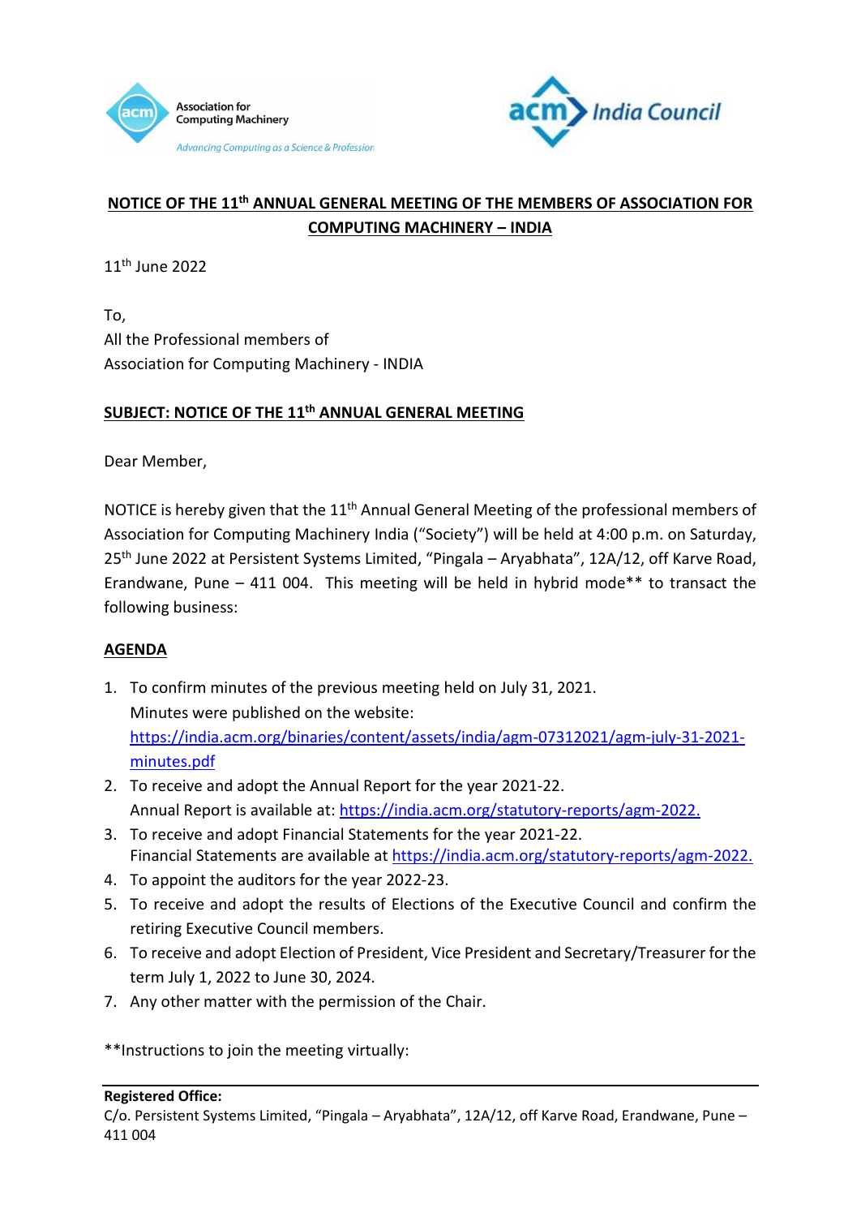Association for Computing Machinery

*Advancing Computing as a Science & Profession*

acm India Council

# NOTICE OF THE 11th ANNUAL GENERAL MEETING OF THE MEMBERS OF ASSOCIATION FOR COMPUTING MACHINERY – INDIA

11th June 2022

To,
All the Professional members of
Association for Computing Machinery - INDIA

**SUBJECT: NOTICE OF THE 11th ANNUAL GENERAL MEETING**

Dear Member,

NOTICE is hereby given that the 11th Annual General Meeting of the professional members of Association for Computing Machinery India ("Society") will be held at 4:00 p.m. on Saturday, 25th June 2022 at Persistent Systems Limited, "Pingala – Aryabhata", 12A/12, off Karve Road, Erandwane, Pune – 411 004. This meeting will be held in hybrid mode** to transact the following business:

## AGENDA

1. To confirm minutes of the previous meeting held on July 31, 2021.
   Minutes were published on the website:
   https://india.acm.org/binaries/content/assets/india/agm-07312021/agm-july-31-2021-minutes.pdf
2. To receive and adopt the Annual Report for the year 2021-22.
   Annual Report is available at: https://india.acm.org/statutory-reports/agm-2022.
3. To receive and adopt Financial Statements for the year 2021-22.
   Financial Statements are available at https://india.acm.org/statutory-reports/agm-2022.
4. To appoint the auditors for the year 2022-23.
5. To receive and adopt the results of Elections of the Executive Council and confirm the retiring Executive Council members.
6. To receive and adopt Election of President, Vice President and Secretary/Treasurer for the term July 1, 2022 to June 30, 2024.
7. Any other matter with the permission of the Chair.

**Instructions to join the meeting virtually:

**Registered Office:**
C/o. Persistent Systems Limited, "Pingala – Aryabhata", 12A/12, off Karve Road, Erandwane, Pune – 411 004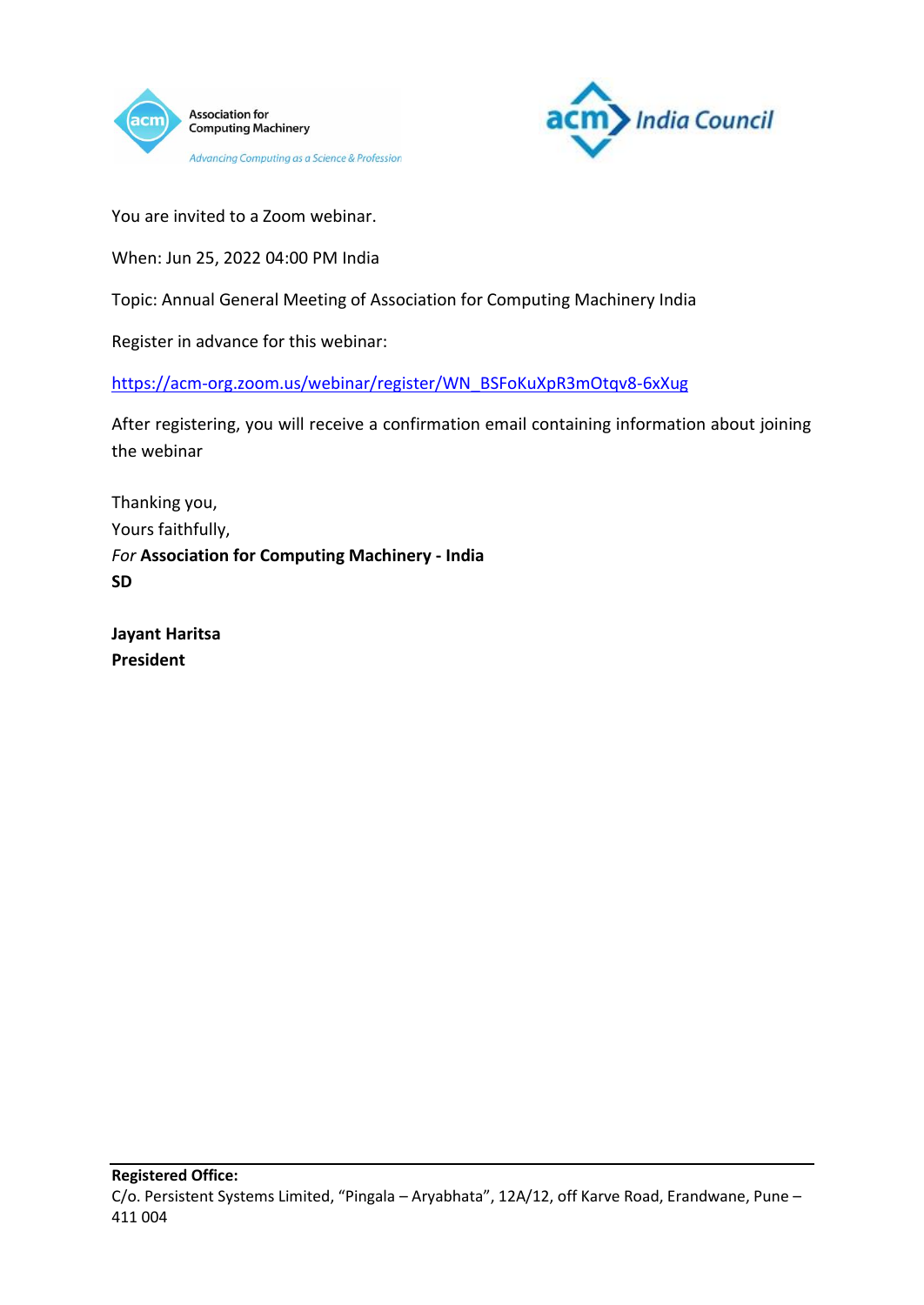You are invited to a Zoom webinar.

When: Jun 25, 2022 04:00 PM India

Topic: Annual General Meeting of Association for Computing Machinery India

Register in advance for this webinar:

https://acm-org.zoom.us/webinar/register/WN_BSFoKuXpR3mOtqv8-6xXug

After registering, you will receive a confirmation email containing information about joining the webinar

Thanking you,
Yours faithfully,
*For* **Association for Computing Machinery - India**
**SD**

**Jayant Haritsa**
**President**

**Registered Office:**
C/o. Persistent Systems Limited, "Pingala – Aryabhata", 12A/12, off Karve Road, Erandwane, Pune – 411 004